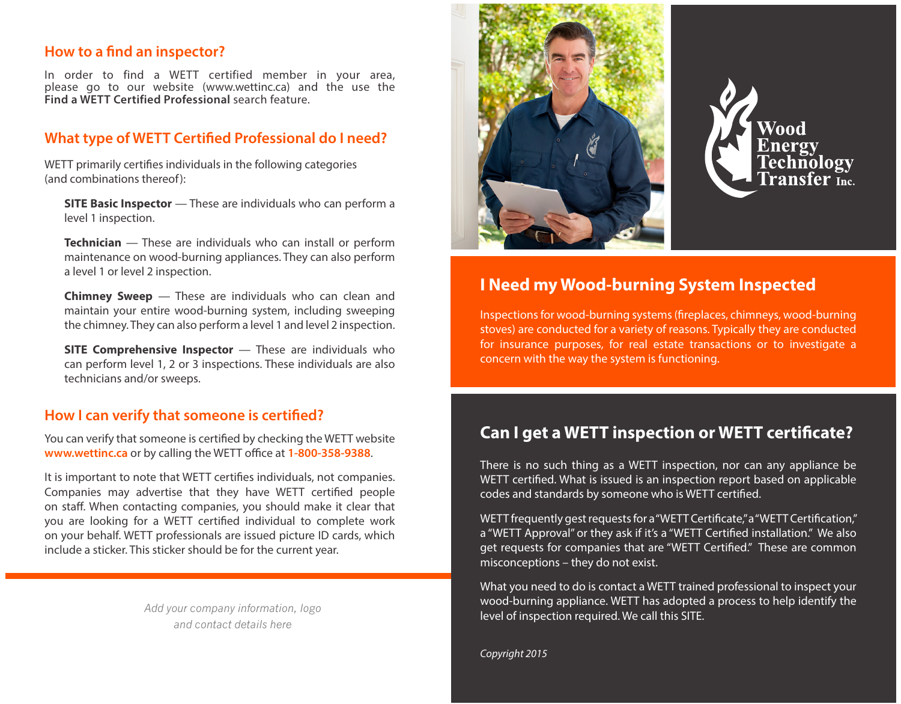## How to a find an inspector?

In order to find a WETT certified member in your area, please go to our website (www.wettinc.ca) and the use the **Find a WETT Certified Professional** search feature.

## What type of WETT Certified Professional do I need?

WETT primarily certifies individuals in the following categories (and combinations thereof):

**SITE Basic Inspector** — These are individuals who can perform a level 1 inspection.

**Technician** — These are individuals who can install or perform maintenance on wood-burning appliances. They can also perform a level 1 or level 2 inspection.

**Chimney Sweep** — These are individuals who can clean and maintain your entire wood-burning system, including sweeping the chimney. They can also perform a level 1 and level 2 inspection.

**SITE Comprehensive Inspector** — These are individuals who can perform level 1, 2 or 3 inspections. These individuals are also technicians and/or sweeps.

## How I can verify that someone is certified?

You can verify that someone is certified by checking the WETT website **www.wettinc.ca** or by calling the WETT office at **1-800-358-9388**.

It is important to note that WETT certifies individuals, not companies. Companies may advertise that they have WETT certified people on staff. When contacting companies, you should make it clear that you are looking for a WETT certified individual to complete work on your behalf. WETT professionals are issued picture ID cards, which include a sticker. This sticker should be for the current year.

*Add your company information, logo and contact details here*

Wood Energy Technology Transfer Inc.

## I Need my Wood-burning System Inspected

Inspections for wood-burning systems (fireplaces, chimneys, wood-burning stoves) are conducted for a variety of reasons. Typically they are conducted for insurance purposes, for real estate transactions or to investigate a concern with the way the system is functioning.

## Can I get a WETT inspection or WETT certificate?

There is no such thing as a WETT inspection, nor can any appliance be WETT certified. What is issued is an inspection report based on applicable codes and standards by someone who is WETT certified.

WETT frequently gest requests for a "WETT Certificate," a "WETT Certification," a "WETT Approval" or they ask if it's a "WETT Certified installation." We also get requests for companies that are "WETT Certified." These are common misconceptions – they do not exist.

What you need to do is contact a WETT trained professional to inspect your wood-burning appliance. WETT has adopted a process to help identify the level of inspection required. We call this SITE.

*Copyright 2015*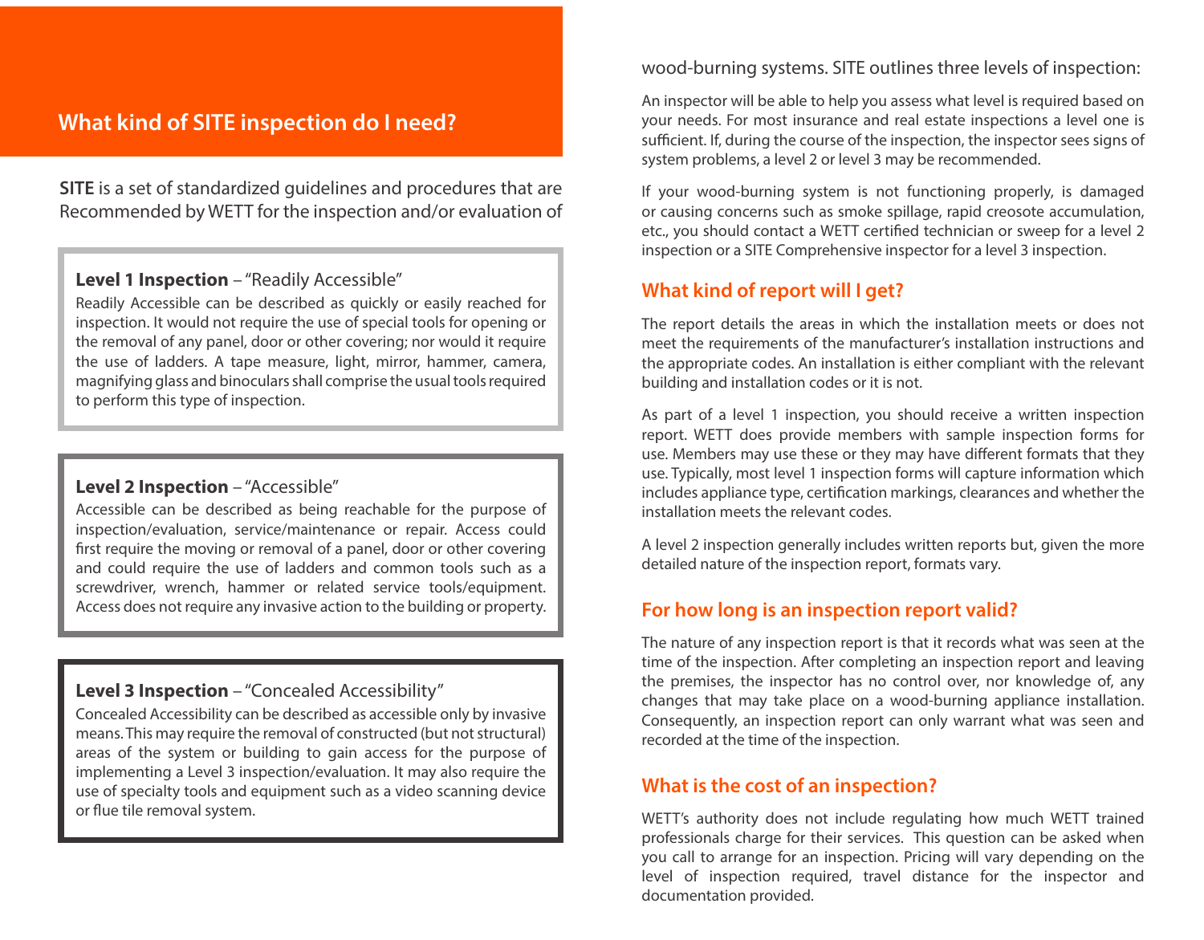## What kind of SITE inspection do I need?

**SITE** is a set of standardized guidelines and procedures that are Recommended by WETT for the inspection and/or evaluation of wood-burning systems. SITE outlines three levels of inspection:

**Level 1 Inspection** – "Readily Accessible"
Readily Accessible can be described as quickly or easily reached for inspection. It would not require the use of special tools for opening or the removal of any panel, door or other covering; nor would it require the use of ladders. A tape measure, light, mirror, hammer, camera, magnifying glass and binoculars shall comprise the usual tools required to perform this type of inspection.

**Level 2 Inspection** – "Accessible"
Accessible can be described as being reachable for the purpose of inspection/evaluation, service/maintenance or repair. Access could first require the moving or removal of a panel, door or other covering and could require the use of ladders and common tools such as a screwdriver, wrench, hammer or related service tools/equipment. Access does not require any invasive action to the building or property.

**Level 3 Inspection** – "Concealed Accessibility"
Concealed Accessibility can be described as accessible only by invasive means. This may require the removal of constructed (but not structural) areas of the system or building to gain access for the purpose of implementing a Level 3 inspection/evaluation. It may also require the use of specialty tools and equipment such as a video scanning device or flue tile removal system.

An inspector will be able to help you assess what level is required based on your needs. For most insurance and real estate inspections a level one is sufficient. If, during the course of the inspection, the inspector sees signs of system problems, a level 2 or level 3 may be recommended.

If your wood-burning system is not functioning properly, is damaged or causing concerns such as smoke spillage, rapid creosote accumulation, etc., you should contact a WETT certified technician or sweep for a level 2 inspection or a SITE Comprehensive inspector for a level 3 inspection.

## What kind of report will I get?

The report details the areas in which the installation meets or does not meet the requirements of the manufacturer's installation instructions and the appropriate codes. An installation is either compliant with the relevant building and installation codes or it is not.

As part of a level 1 inspection, you should receive a written inspection report. WETT does provide members with sample inspection forms for use. Members may use these or they may have different formats that they use. Typically, most level 1 inspection forms will capture information which includes appliance type, certification markings, clearances and whether the installation meets the relevant codes.

A level 2 inspection generally includes written reports but, given the more detailed nature of the inspection report, formats vary.

## For how long is an inspection report valid?

The nature of any inspection report is that it records what was seen at the time of the inspection. After completing an inspection report and leaving the premises, the inspector has no control over, nor knowledge of, any changes that may take place on a wood-burning appliance installation. Consequently, an inspection report can only warrant what was seen and recorded at the time of the inspection.

## What is the cost of an inspection?

WETT's authority does not include regulating how much WETT trained professionals charge for their services. This question can be asked when you call to arrange for an inspection. Pricing will vary depending on the level of inspection required, travel distance for the inspector and documentation provided.